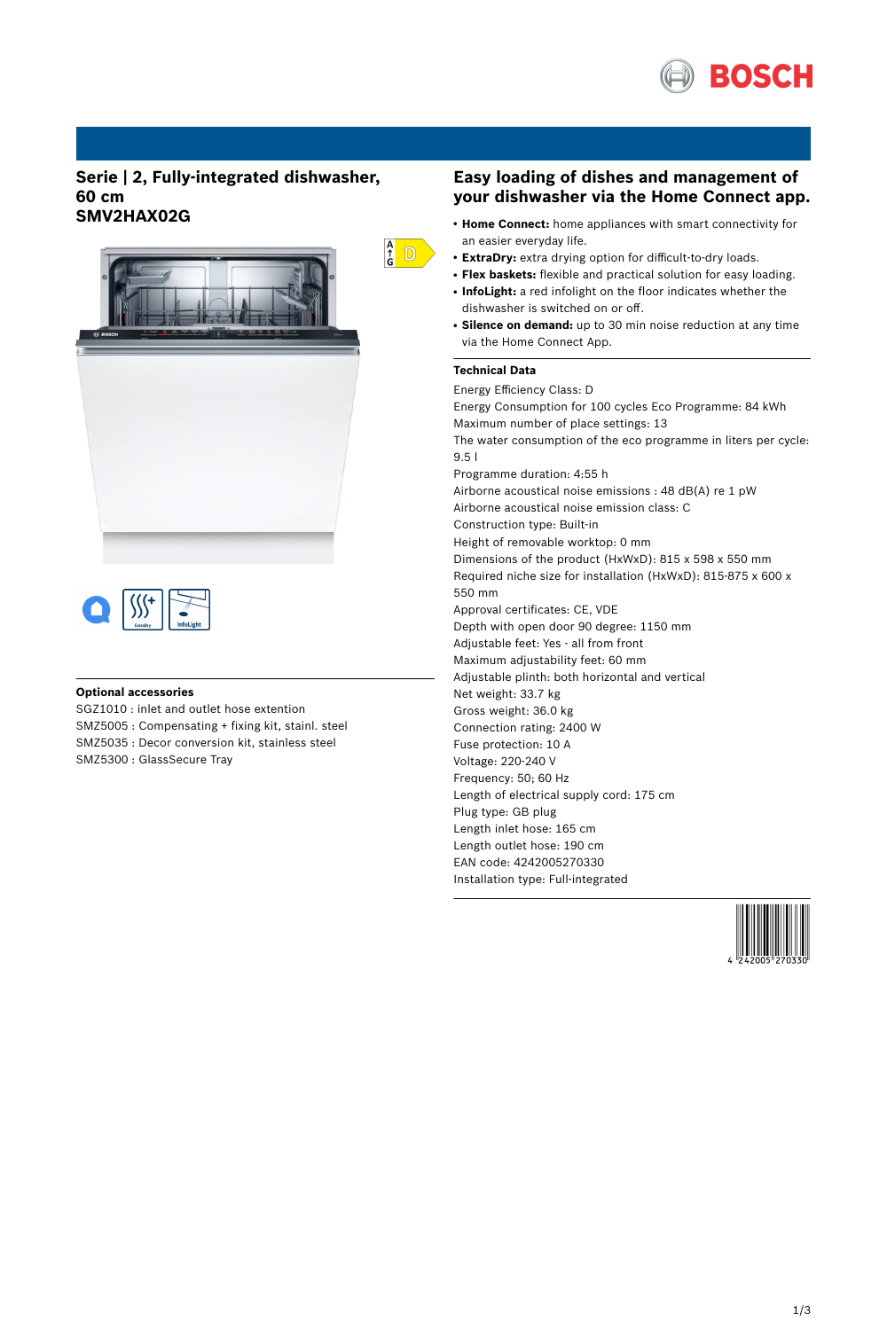# Serie | 2, Fully-integrated dishwasher, 60 cm
## SMV2HAX02G

D

### Optional accessories

SGZ1010 : inlet and outlet hose extention
SMZ5005 : Compensating + fixing kit, stainl. steel
SMZ5035 : Decor conversion kit, stainless steel
SMZ5300 : GlassSecure Tray

## Easy loading of dishes and management of your dishwasher via the Home Connect app.

- **Home Connect:** home appliances with smart connectivity for an easier everyday life.
- **ExtraDry:** extra drying option for difficult-to-dry loads.
- **Flex baskets:** flexible and practical solution for easy loading.
- **InfoLight:** a red infolight on the floor indicates whether the dishwasher is switched on or off.
- **Silence on demand:** up to 30 min noise reduction at any time via the Home Connect App.

### Technical Data

Energy Efficiency Class: D
Energy Consumption for 100 cycles Eco Programme: 84 kWh
Maximum number of place settings: 13
The water consumption of the eco programme in liters per cycle: 9.5 l
Programme duration: 4:55 h
Airborne acoustical noise emissions : 48 dB(A) re 1 pW
Airborne acoustical noise emission class: C
Construction type: Built-in
Height of removable worktop: 0 mm
Dimensions of the product (HxWxD): 815 x 598 x 550 mm
Required niche size for installation (HxWxD): 815-875 x 600 x 550 mm
Approval certificates: CE, VDE
Depth with open door 90 degree: 1150 mm
Adjustable feet: Yes - all from front
Maximum adjustability feet: 60 mm
Adjustable plinth: both horizontal and vertical
Net weight: 33.7 kg
Gross weight: 36.0 kg
Connection rating: 2400 W
Fuse protection: 10 A
Voltage: 220-240 V
Frequency: 50; 60 Hz
Length of electrical supply cord: 175 cm
Plug type: GB plug
Length inlet hose: 165 cm
Length outlet hose: 190 cm
EAN code: 4242005270330
Installation type: Full-integrated

4 242005 270330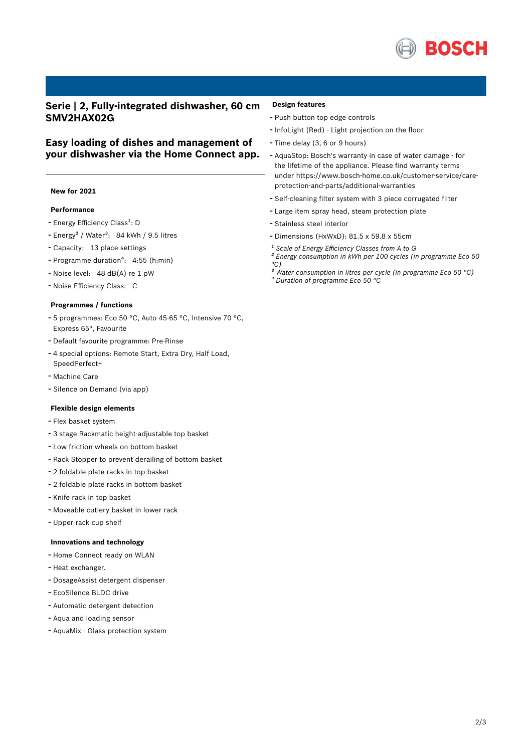## Serie | 2, Fully-integrated dishwasher, 60 cm SMV2HAX02G

## Easy loading of dishes and management of your dishwasher via the Home Connect app.

**New for 2021**

**Performance**

- Energy Efficiency Class[1]: D
- Energy[2] / Water[3]: 84 kWh / 9.5 litres
- Capacity: 13 place settings
- Programme duration[4]: 4:55 (h:min)
- Noise level: 48 dB(A) re 1 pW
- Noise Efficiency Class: C

**Programmes / functions**

- 5 programmes: Eco 50 °C, Auto 45-65 °C, Intensive 70 °C, Express 65°, Favourite
- Default favourite programme: Pre-Rinse
- 4 special options: Remote Start, Extra Dry, Half Load, SpeedPerfect+
- Machine Care
- Silence on Demand (via app)

**Flexible design elements**

- Flex basket system
- 3 stage Rackmatic height-adjustable top basket
- Low friction wheels on bottom basket
- Rack Stopper to prevent derailing of bottom basket
- 2 foldable plate racks in top basket
- 2 foldable plate racks in bottom basket
- Knife rack in top basket
- Moveable cutlery basket in lower rack
- Upper rack cup shelf

**Innovations and technology**

- Home Connect ready on WLAN
- Heat exchanger.
- DosageAssist detergent dispenser
- EcoSilence BLDC drive
- Automatic detergent detection
- Aqua and loading sensor
- AquaMix - Glass protection system

**Design features**

- Push button top edge controls
- InfoLight (Red) - Light projection on the floor
- Time delay (3, 6 or 9 hours)
- AquaStop: Bosch's warranty in case of water damage - for the lifetime of the appliance. Please find warranty terms under https://www.bosch-home.co.uk/customer-service/care-protection-and-parts/additional-warranties
- Self-cleaning filter system with 3 piece corrugated filter
- Large item spray head, steam protection plate
- Stainless steel interior
- Dimensions (HxWxD): 81.5 x 59.8 x 55cm

*[1] Scale of Energy Efficiency Classes from A to G*
*[2] Energy consumption in kWh per 100 cycles (in programme Eco 50 °C)*
*[3] Water consumption in litres per cycle (in programme Eco 50 °C)*
*[4] Duration of programme Eco 50 °C*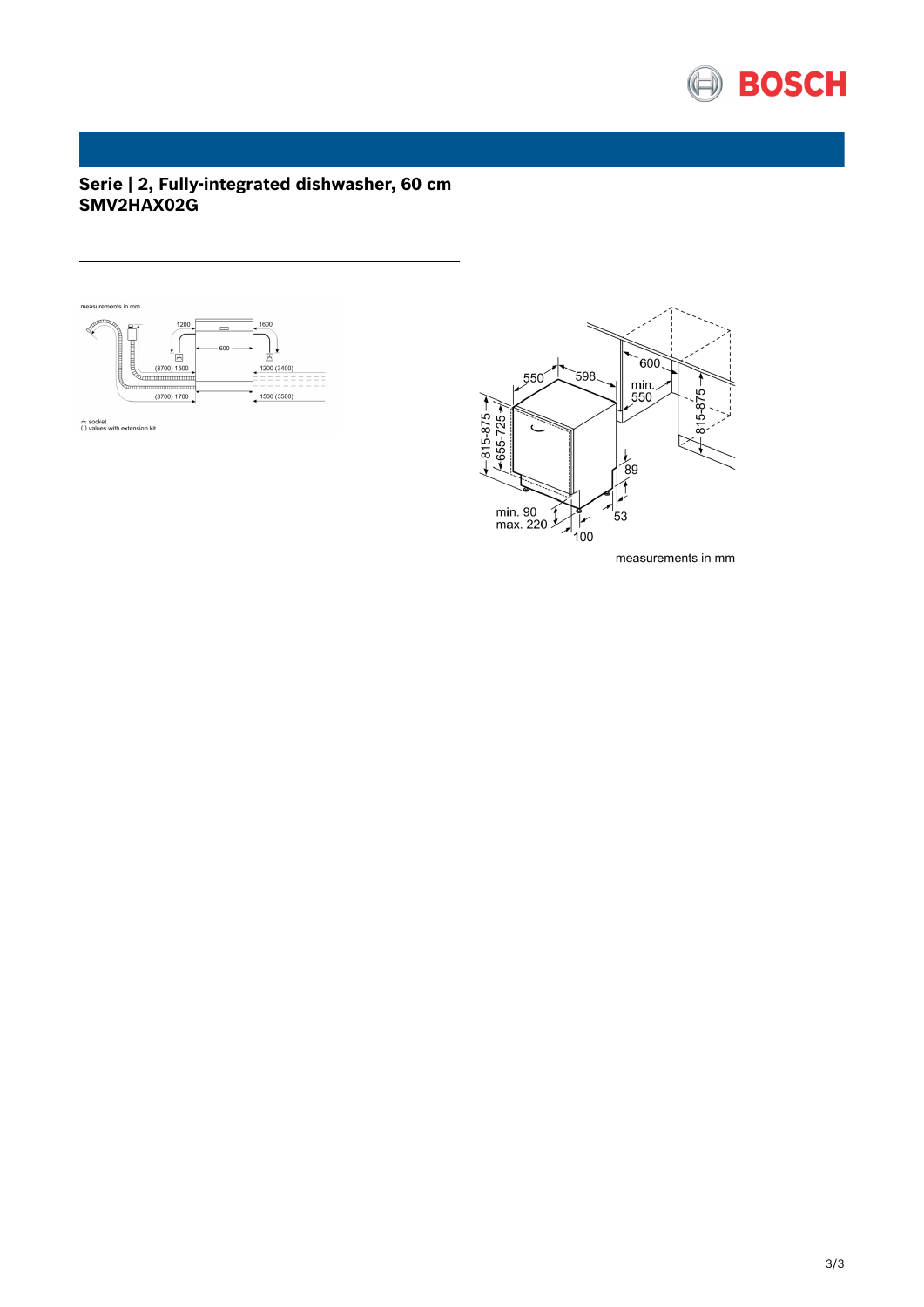# Serie | 2, Fully-integrated dishwasher, 60 cm
# SMV2HAX02G

measurements in mm

1200
1600
600
(3700) 1500
1200 (3400)
(3700) 1700
1500 (3500)

socket
( ) values with extension kit

550
598
600
min. 550
815-875
655-725
815-875
89
53
min. 90
max. 220
100

measurements in mm